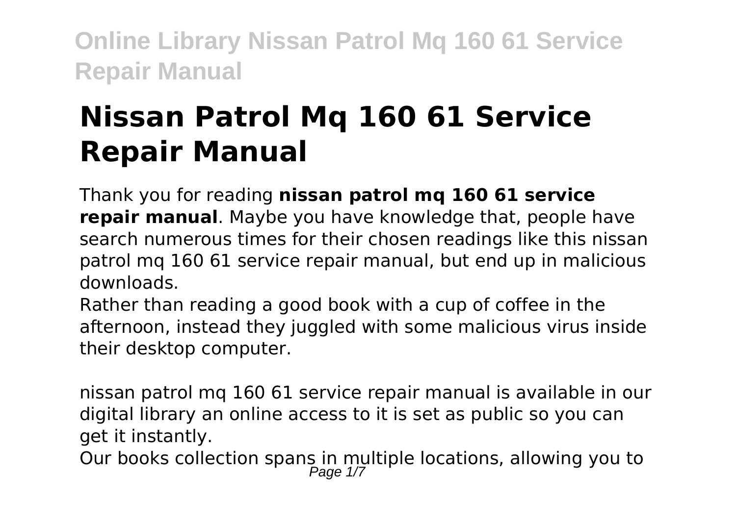# Nissan Patrol Mq 160 61 Service Repair Manual

Thank you for reading **nissan patrol mq 160 61 service repair manual**. Maybe you have knowledge that, people have search numerous times for their chosen readings like this nissan patrol mq 160 61 service repair manual, but end up in malicious downloads.

Rather than reading a good book with a cup of coffee in the afternoon, instead they juggled with some malicious virus inside their desktop computer.

nissan patrol mq 160 61 service repair manual is available in our digital library an online access to it is set as public so you can get it instantly.

Our books collection spans in multiple locations, allowing you to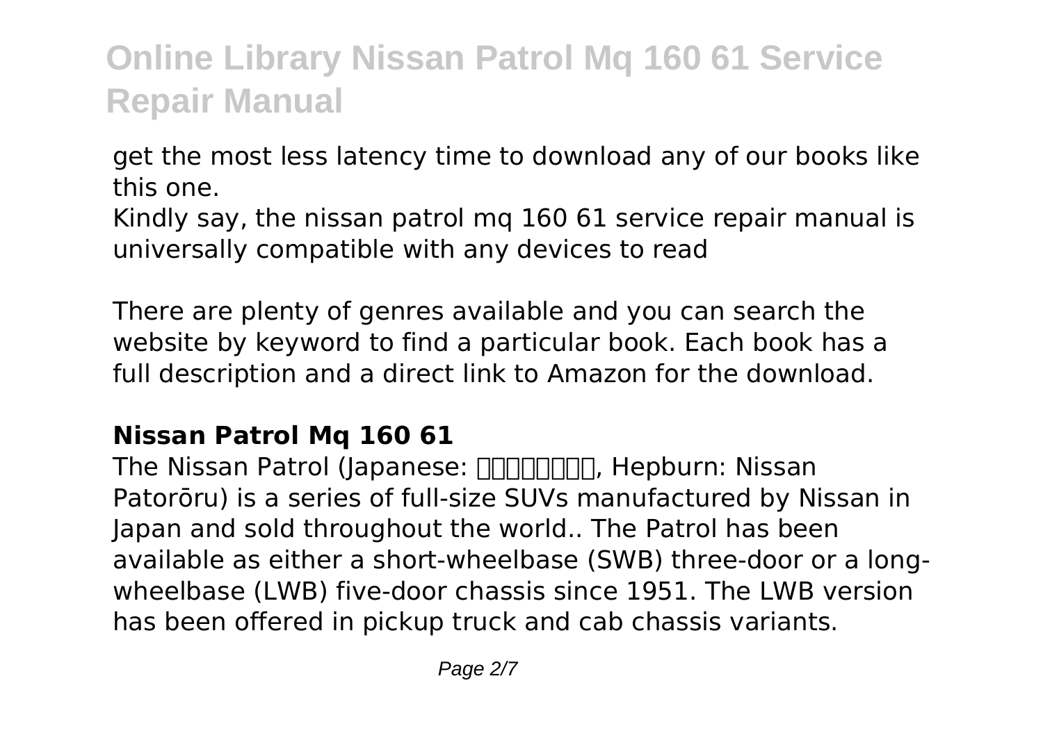get the most less latency time to download any of our books like this one.

Kindly say, the nissan patrol mq 160 61 service repair manual is universally compatible with any devices to read

There are plenty of genres available and you can search the website by keyword to find a particular book. Each book has a full description and a direct link to Amazon for the download.

### Nissan Patrol Mq 160 61

The Nissan Patrol (Japanese: □□□□□□□□, Hepburn: Nissan Patorōru) is a series of full-size SUVs manufactured by Nissan in Japan and sold throughout the world.. The Patrol has been available as either a short-wheelbase (SWB) three-door or a long-wheelbase (LWB) five-door chassis since 1951. The LWB version has been offered in pickup truck and cab chassis variants.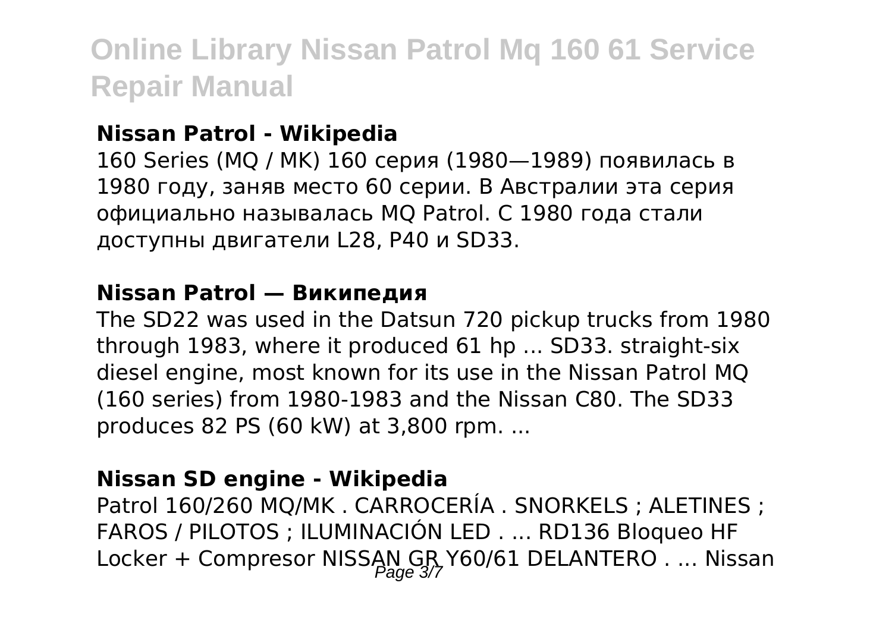**Nissan Patrol - Wikipedia**

160 Series (MQ / MK) 160 серия (1980—1989) появилась в 1980 году, заняв место 60 серии. В Австралии эта серия официально называлась MQ Patrol. С 1980 года стали доступны двигатели L28, P40 и SD33.

**Nissan Patrol — Википедия**

The SD22 was used in the Datsun 720 pickup trucks from 1980 through 1983, where it produced 61 hp ... SD33. straight-six diesel engine, most known for its use in the Nissan Patrol MQ (160 series) from 1980-1983 and the Nissan C80. The SD33 produces 82 PS (60 kW) at 3,800 rpm. ...

**Nissan SD engine - Wikipedia**

Patrol 160/260 MQ/MK . CARROCERÍA . SNORKELS ; ALETINES ; FAROS / PILOTOS ; ILUMINACIÓN LED . ... RD136 Bloqueo HF Locker + Compresor NISSAN GR Y60/61 DELANTERO . ... Nissan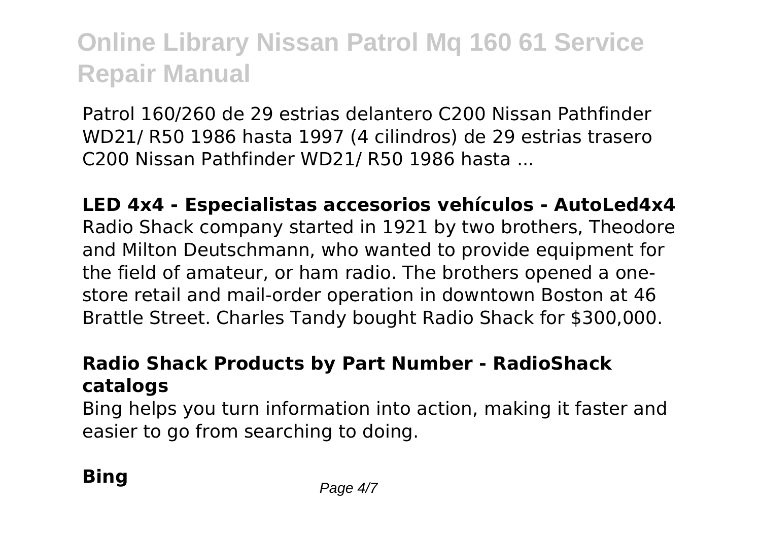Patrol 160/260 de 29 estrias delantero C200 Nissan Pathfinder WD21/ R50 1986 hasta 1997 (4 cilindros) de 29 estrias trasero C200 Nissan Pathfinder WD21/ R50 1986 hasta ...

## LED 4x4 - Especialistas accesorios vehículos - AutoLed4x4

Radio Shack company started in 1921 by two brothers, Theodore and Milton Deutschmann, who wanted to provide equipment for the field of amateur, or ham radio. The brothers opened a one-store retail and mail-order operation in downtown Boston at 46 Brattle Street. Charles Tandy bought Radio Shack for $300,000.

## Radio Shack Products by Part Number - RadioShack catalogs

Bing helps you turn information into action, making it faster and easier to go from searching to doing.

## Bing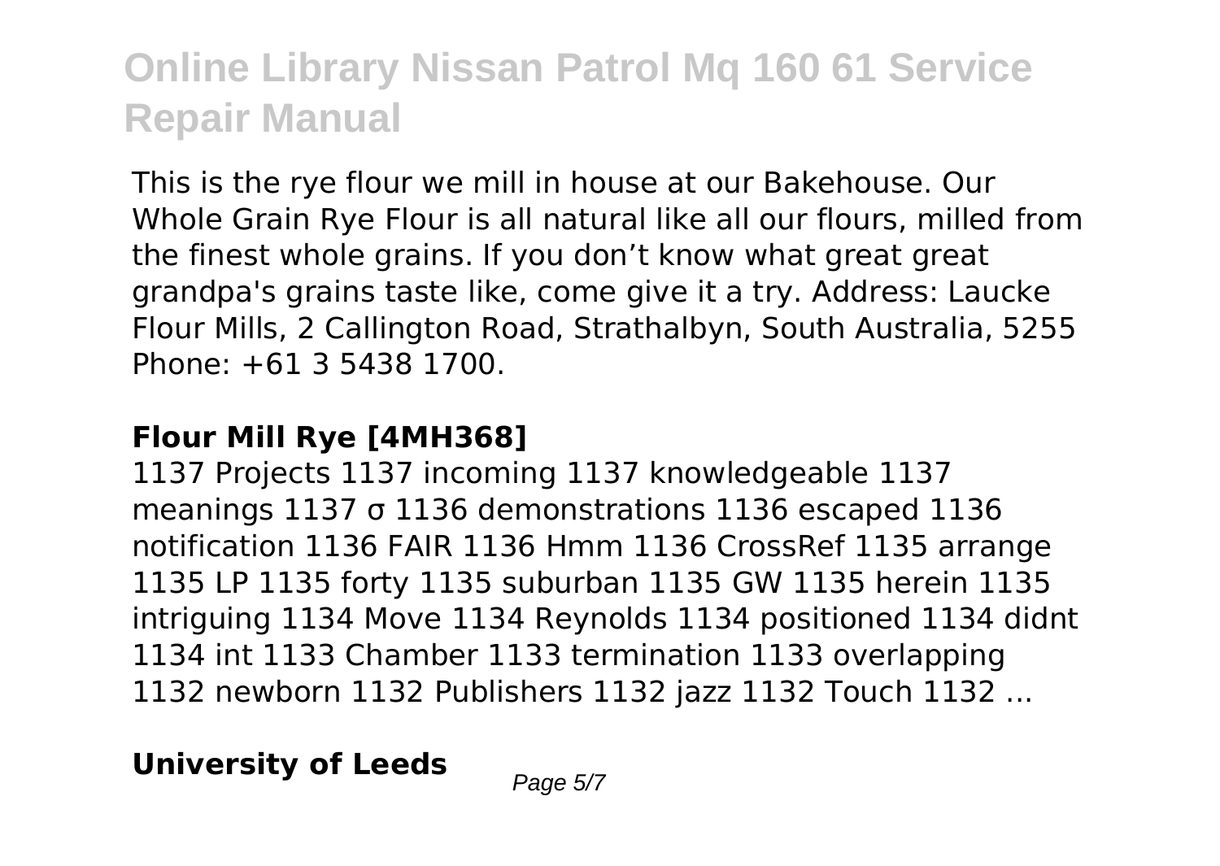This is the rye flour we mill in house at our Bakehouse. Our Whole Grain Rye Flour is all natural like all our flours, milled from the finest whole grains. If you don't know what great great grandpa's grains taste like, come give it a try. Address: Laucke Flour Mills, 2 Callington Road, Strathalbyn, South Australia, 5255 Phone: +61 3 5438 1700.

### Flour Mill Rye [4MH368]

1137 Projects 1137 incoming 1137 knowledgeable 1137 meanings 1137 σ 1136 demonstrations 1136 escaped 1136 notification 1136 FAIR 1136 Hmm 1136 CrossRef 1135 arrange 1135 LP 1135 forty 1135 suburban 1135 GW 1135 herein 1135 intriguing 1134 Move 1134 Reynolds 1134 positioned 1134 didnt 1134 int 1133 Chamber 1133 termination 1133 overlapping 1132 newborn 1132 Publishers 1132 jazz 1132 Touch 1132 ...

### University of Leeds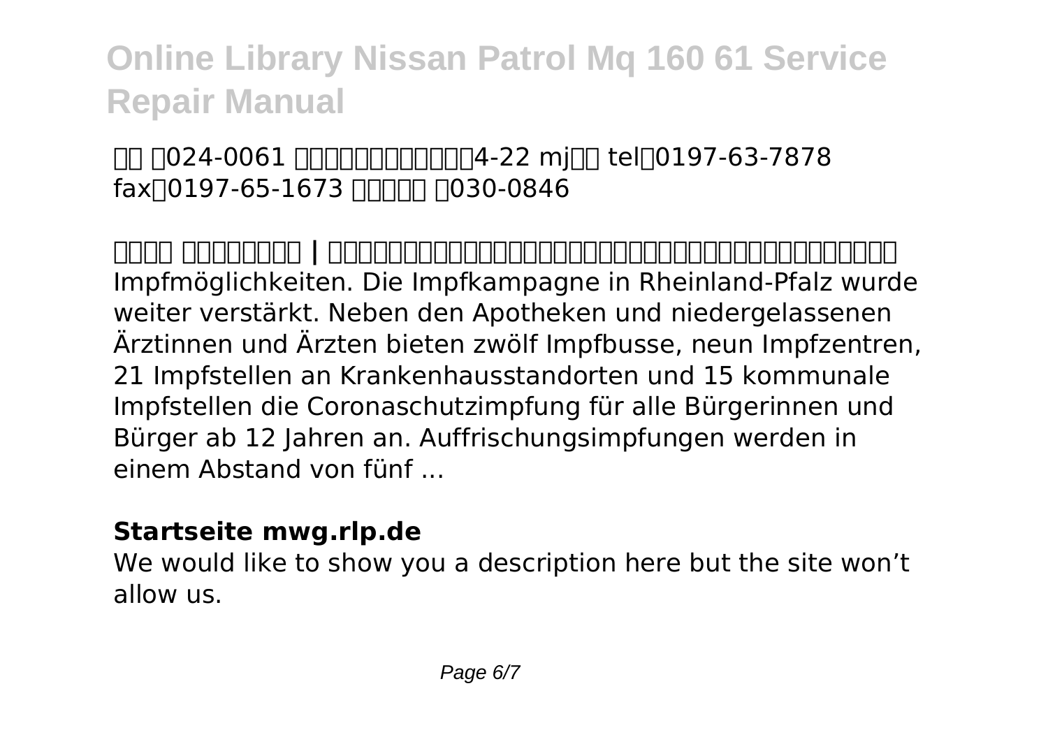□□ □024-0061 □□□□□□□□□□□4-22 mj□□ tel□0197-63-7878 fax□0197-65-1673 □□□□□ □030-0846

**□□□□ □□□□□□□□ | □□□□□□□□□□□□□□□□□□□□□□□□□□□□□□□□□□□□□□□□□□□**

Impfmöglichkeiten. Die Impfkampagne in Rheinland-Pfalz wurde weiter verstärkt. Neben den Apotheken und niedergelassenen Ärztinnen und Ärzten bieten zwölf Impfbusse, neun Impfzentren, 21 Impfstellen an Krankenhausstandorten und 15 kommunale Impfstellen die Coronaschutzimpfung für alle Bürgerinnen und Bürger ab 12 Jahren an. Auffrischungsimpfungen werden in einem Abstand von fünf ...

**Startseite mwg.rlp.de**

We would like to show you a description here but the site won't allow us.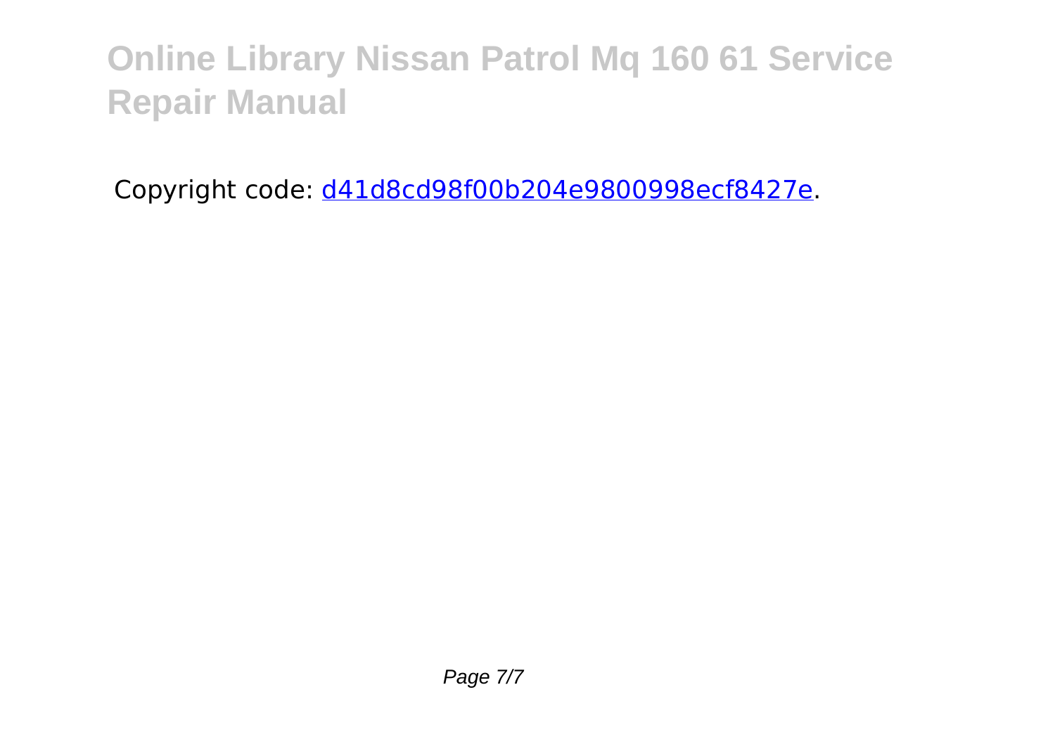Copyright code: d41d8cd98f00b204e9800998ecf8427e.